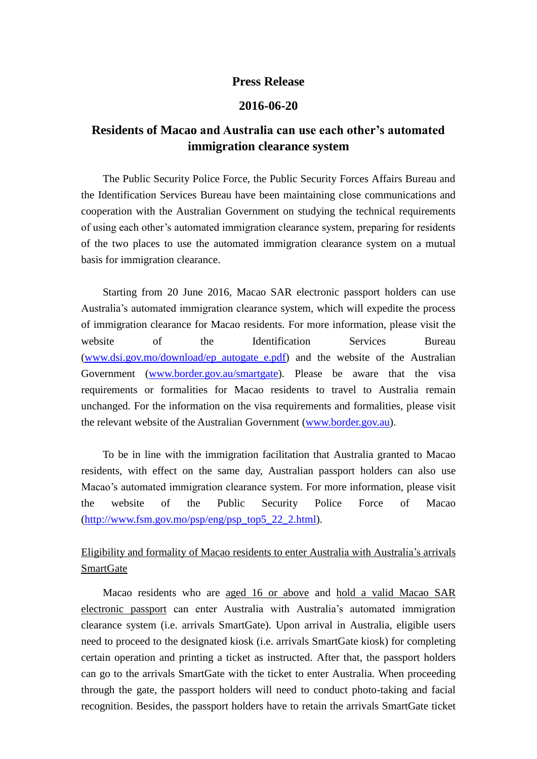# Press Release

**2016-06-20**

## Residents of Macao and Australia can use each other's automated immigration clearance system

The Public Security Police Force, the Public Security Forces Affairs Bureau and the Identification Services Bureau have been maintaining close communications and cooperation with the Australian Government on studying the technical requirements of using each other's automated immigration clearance system, preparing for residents of the two places to use the automated immigration clearance system on a mutual basis for immigration clearance.

Starting from 20 June 2016, Macao SAR electronic passport holders can use Australia's automated immigration clearance system, which will expedite the process of immigration clearance for Macao residents. For more information, please visit the website of the Identification Services Bureau ([www.dsi.gov.mo/download/ep_autogate_e.pdf](www.dsi.gov.mo/download/ep_autogate_e.pdf)) and the website of the Australian Government ([www.border.gov.au/smartgate](www.border.gov.au/smartgate)). Please be aware that the visa requirements or formalities for Macao residents to travel to Australia remain unchanged. For the information on the visa requirements and formalities, please visit the relevant website of the Australian Government ([www.border.gov.au](www.border.gov.au)).

To be in line with the immigration facilitation that Australia granted to Macao residents, with effect on the same day, Australian passport holders can also use Macao's automated immigration clearance system. For more information, please visit the website of the Public Security Police Force of Macao ([http://www.fsm.gov.mo/psp/eng/psp_top5_22_2.html](http://www.fsm.gov.mo/psp/eng/psp_top5_22_2.html)).

<u>Eligibility and formality of Macao residents to enter Australia with Australia's arrivals SmartGate</u>

Macao residents who are <u>aged 16 or above</u> and <u>hold a valid Macao SAR electronic passport</u> can enter Australia with Australia's automated immigration clearance system (i.e. arrivals SmartGate). Upon arrival in Australia, eligible users need to proceed to the designated kiosk (i.e. arrivals SmartGate kiosk) for completing certain operation and printing a ticket as instructed. After that, the passport holders can go to the arrivals SmartGate with the ticket to enter Australia. When proceeding through the gate, the passport holders will need to conduct photo-taking and facial recognition. Besides, the passport holders have to retain the arrivals SmartGate ticket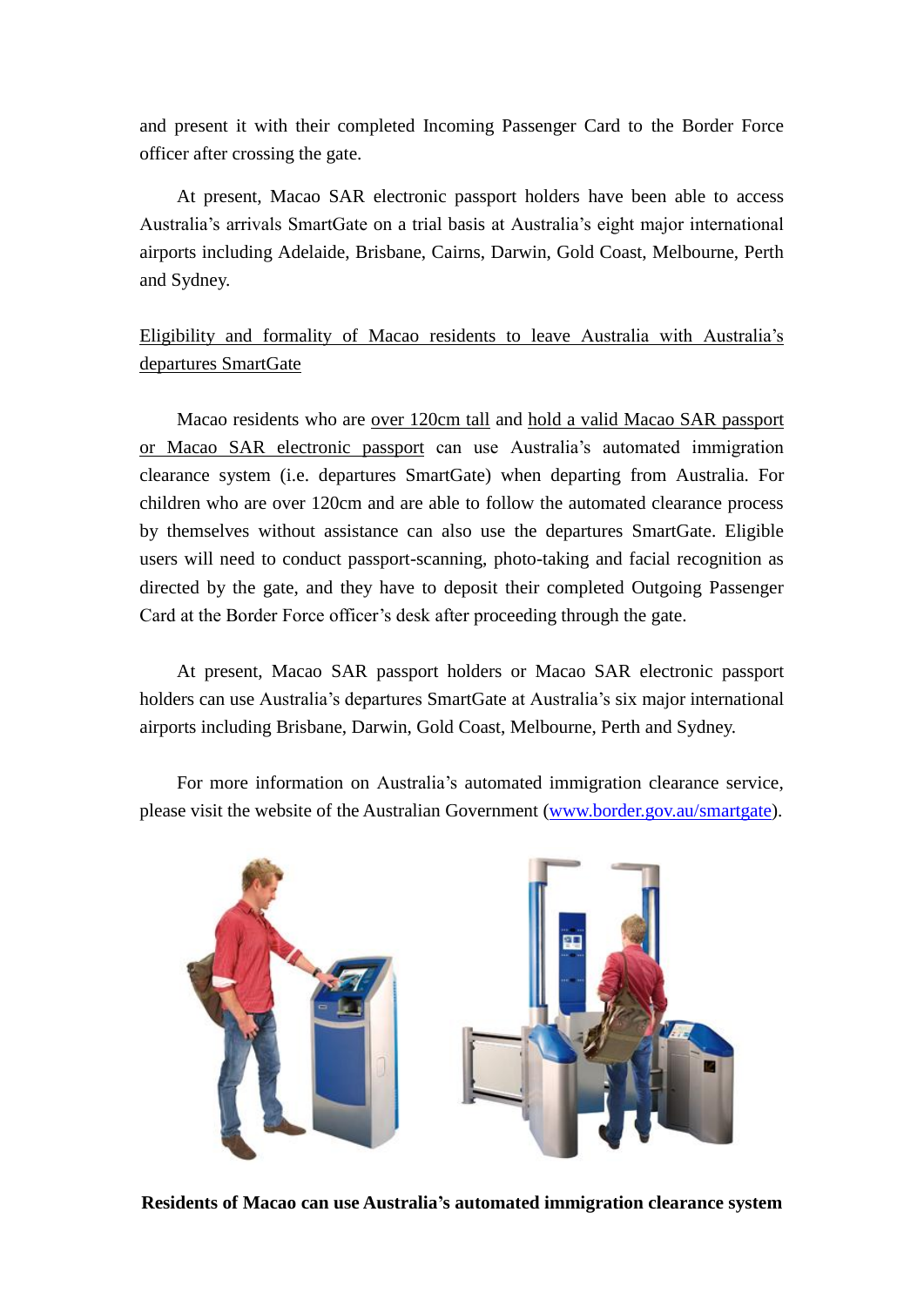and present it with their completed Incoming Passenger Card to the Border Force officer after crossing the gate.

At present, Macao SAR electronic passport holders have been able to access Australia's arrivals SmartGate on a trial basis at Australia's eight major international airports including Adelaide, Brisbane, Cairns, Darwin, Gold Coast, Melbourne, Perth and Sydney.

<u>Eligibility and formality of Macao residents to leave Australia with Australia's departures SmartGate</u>

Macao residents who are <u>over 120cm tall</u> and <u>hold a valid Macao SAR passport or Macao SAR electronic passport</u> can use Australia's automated immigration clearance system (i.e. departures SmartGate) when departing from Australia. For children who are over 120cm and are able to follow the automated clearance process by themselves without assistance can also use the departures SmartGate. Eligible users will need to conduct passport-scanning, photo-taking and facial recognition as directed by the gate, and they have to deposit their completed Outgoing Passenger Card at the Border Force officer's desk after proceeding through the gate.

At present, Macao SAR passport holders or Macao SAR electronic passport holders can use Australia's departures SmartGate at Australia's six major international airports including Brisbane, Darwin, Gold Coast, Melbourne, Perth and Sydney.

For more information on Australia's automated immigration clearance service, please visit the website of the Australian Government (www.border.gov.au/smartgate).

**Residents of Macao can use Australia's automated immigration clearance system**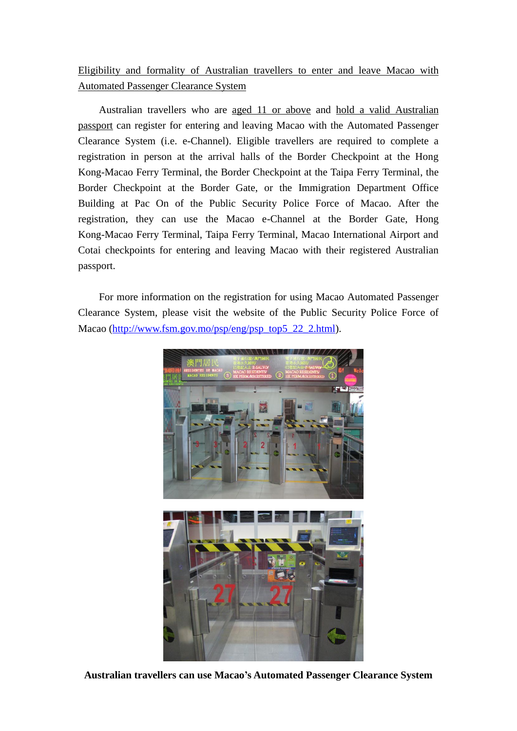Eligibility and formality of Australian travellers to enter and leave Macao with Automated Passenger Clearance System

Australian travellers who are aged 11 or above and hold a valid Australian passport can register for entering and leaving Macao with the Automated Passenger Clearance System (i.e. e-Channel). Eligible travellers are required to complete a registration in person at the arrival halls of the Border Checkpoint at the Hong Kong-Macao Ferry Terminal, the Border Checkpoint at the Taipa Ferry Terminal, the Border Checkpoint at the Border Gate, or the Immigration Department Office Building at Pac On of the Public Security Police Force of Macao. After the registration, they can use the Macao e-Channel at the Border Gate, Hong Kong-Macao Ferry Terminal, Taipa Ferry Terminal, Macao International Airport and Cotai checkpoints for entering and leaving Macao with their registered Australian passport.

For more information on the registration for using Macao Automated Passenger Clearance System, please visit the website of the Public Security Police Force of Macao (http://www.fsm.gov.mo/psp/eng/psp_top5_22_2.html).

**Australian travellers can use Macao's Automated Passenger Clearance System**